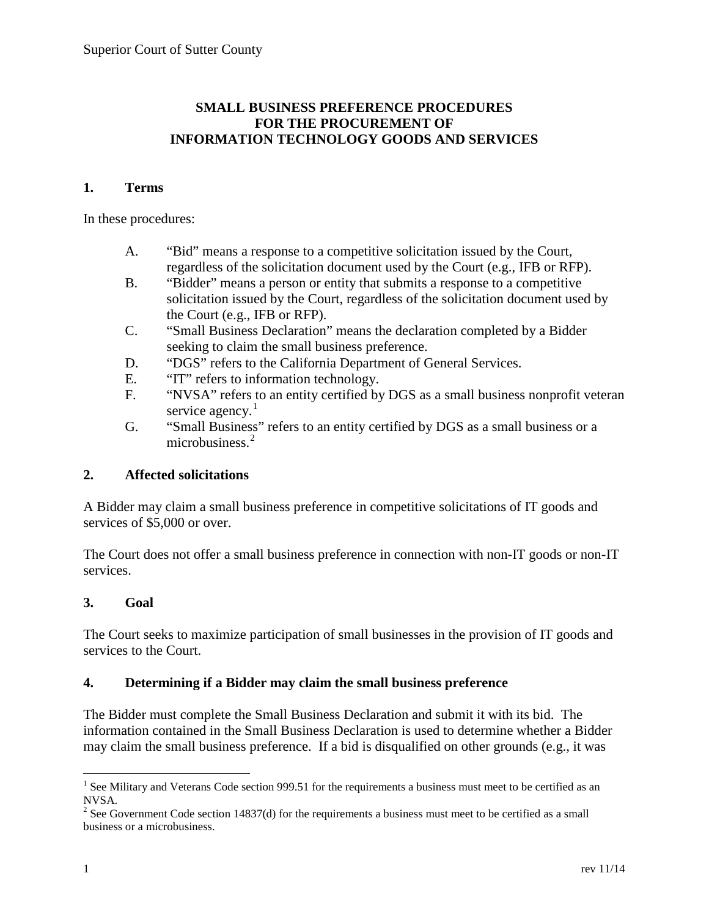Superior Court of Sutter County

# SMALL BUSINESS PREFERENCE PROCEDURES FOR THE PROCUREMENT OF INFORMATION TECHNOLOGY GOODS AND SERVICES

## 1. Terms

In these procedures:

A. "Bid" means a response to a competitive solicitation issued by the Court, regardless of the solicitation document used by the Court (e.g., IFB or RFP).

B. "Bidder" means a person or entity that submits a response to a competitive solicitation issued by the Court, regardless of the solicitation document used by the Court (e.g., IFB or RFP).

C. "Small Business Declaration" means the declaration completed by a Bidder seeking to claim the small business preference.

D. "DGS" refers to the California Department of General Services.

E. "IT" refers to information technology.

F. "NVSA" refers to an entity certified by DGS as a small business nonprofit veteran service agency.[1]

G. "Small Business" refers to an entity certified by DGS as a small business or a microbusiness.[2]

## 2. Affected solicitations

A Bidder may claim a small business preference in competitive solicitations of IT goods and services of $5,000 or over.

The Court does not offer a small business preference in connection with non-IT goods or non-IT services.

## 3. Goal

The Court seeks to maximize participation of small businesses in the provision of IT goods and services to the Court.

## 4. Determining if a Bidder may claim the small business preference

The Bidder must complete the Small Business Declaration and submit it with its bid. The information contained in the Small Business Declaration is used to determine whether a Bidder may claim the small business preference. If a bid is disqualified on other grounds (e.g., it was

---

[1] See Military and Veterans Code section 999.51 for the requirements a business must meet to be certified as an NVSA.

[2] See Government Code section 14837(d) for the requirements a business must meet to be certified as a small business or a microbusiness.

rev 11/14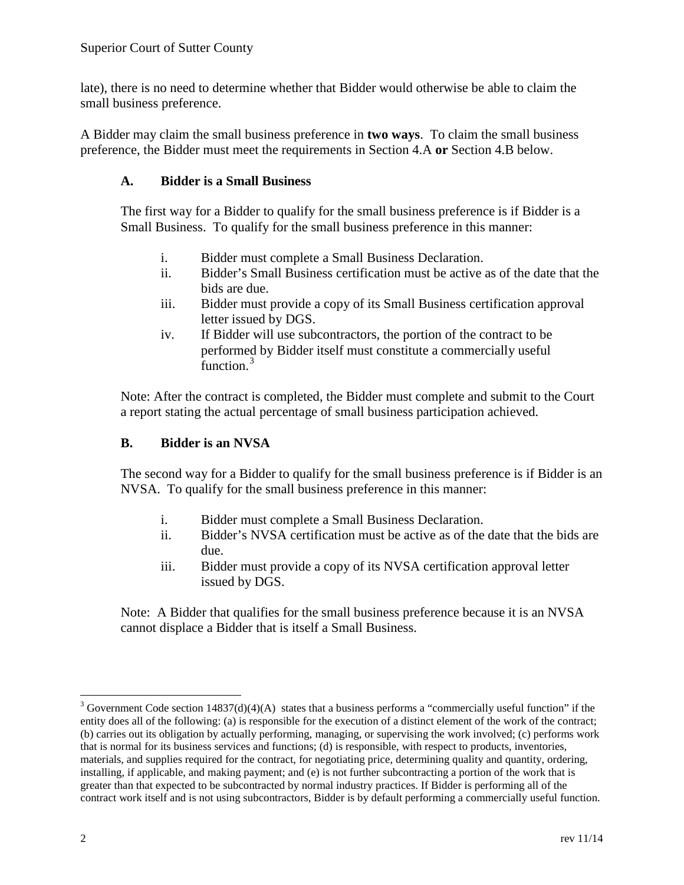late), there is no need to determine whether that Bidder would otherwise be able to claim the small business preference.

A Bidder may claim the small business preference in **two ways**. To claim the small business preference, the Bidder must meet the requirements in Section 4.A **or** Section 4.B below.

### A. Bidder is a Small Business

The first way for a Bidder to qualify for the small business preference is if Bidder is a Small Business. To qualify for the small business preference in this manner:

i. Bidder must complete a Small Business Declaration.
ii. Bidder's Small Business certification must be active as of the date that the bids are due.
iii. Bidder must provide a copy of its Small Business certification approval letter issued by DGS.
iv. If Bidder will use subcontractors, the portion of the contract to be performed by Bidder itself must constitute a commercially useful function.[3]

Note: After the contract is completed, the Bidder must complete and submit to the Court a report stating the actual percentage of small business participation achieved.

### B. Bidder is an NVSA

The second way for a Bidder to qualify for the small business preference is if Bidder is an NVSA. To qualify for the small business preference in this manner:

i. Bidder must complete a Small Business Declaration.
ii. Bidder's NVSA certification must be active as of the date that the bids are due.
iii. Bidder must provide a copy of its NVSA certification approval letter issued by DGS.

Note: A Bidder that qualifies for the small business preference because it is an NVSA cannot displace a Bidder that is itself a Small Business.

---

[3] Government Code section 14837(d)(4)(A) states that a business performs a "commercially useful function" if the entity does all of the following: (a) is responsible for the execution of a distinct element of the work of the contract; (b) carries out its obligation by actually performing, managing, or supervising the work involved; (c) performs work that is normal for its business services and functions; (d) is responsible, with respect to products, inventories, materials, and supplies required for the contract, for negotiating price, determining quality and quantity, ordering, installing, if applicable, and making payment; and (e) is not further subcontracting a portion of the work that is greater than that expected to be subcontracted by normal industry practices. If Bidder is performing all of the contract work itself and is not using subcontractors, Bidder is by default performing a commercially useful function.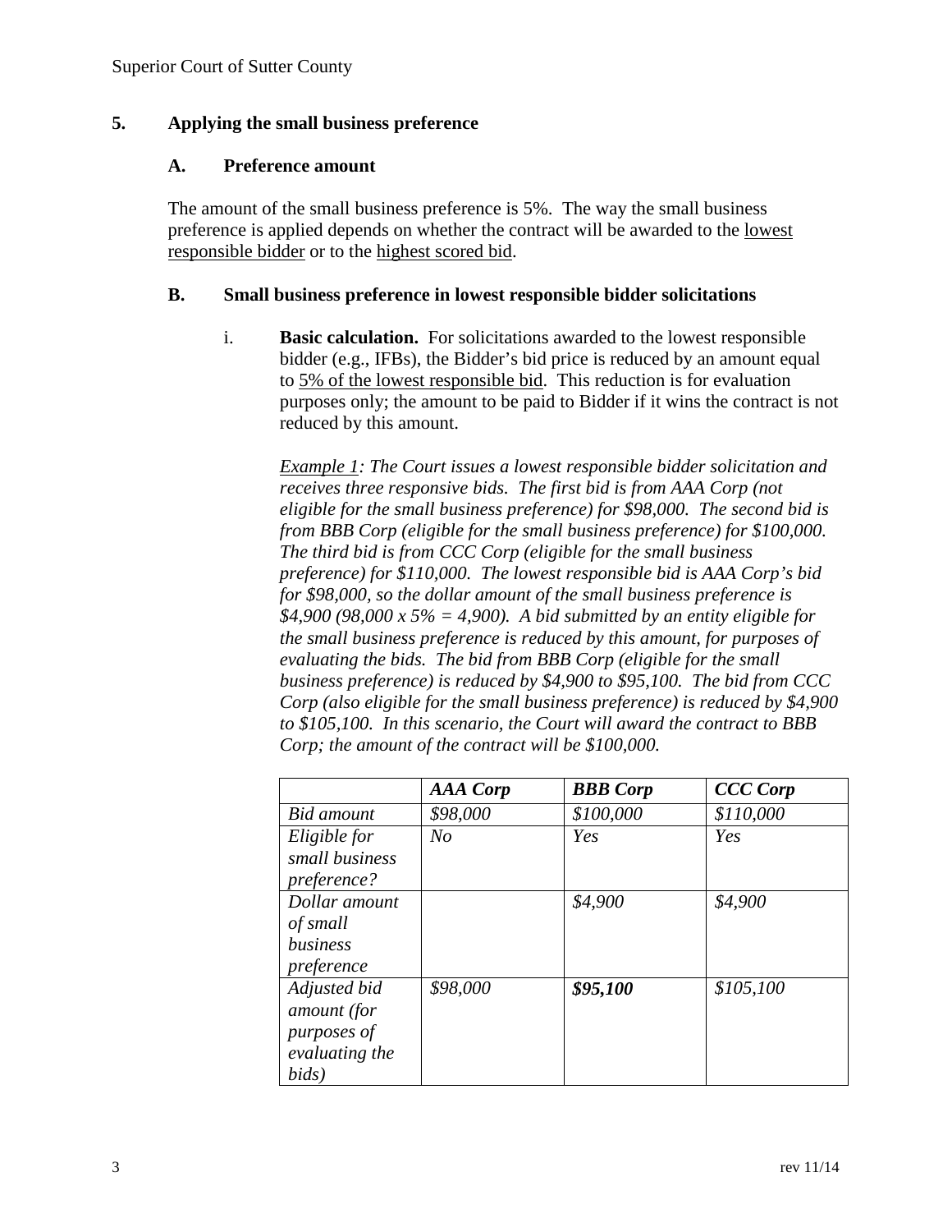## 5. Applying the small business preference

### A. Preference amount

The amount of the small business preference is 5%. The way the small business preference is applied depends on whether the contract will be awarded to the lowest responsible bidder or to the highest scored bid.

### B. Small business preference in lowest responsible bidder solicitations

i. **Basic calculation.** For solicitations awarded to the lowest responsible bidder (e.g., IFBs), the Bidder's bid price is reduced by an amount equal to 5% of the lowest responsible bid. This reduction is for evaluation purposes only; the amount to be paid to Bidder if it wins the contract is not reduced by this amount.

*Example 1: The Court issues a lowest responsible bidder solicitation and receives three responsive bids. The first bid is from AAA Corp (not eligible for the small business preference) for $98,000. The second bid is from BBB Corp (eligible for the small business preference) for $100,000. The third bid is from CCC Corp (eligible for the small business preference) for $110,000. The lowest responsible bid is AAA Corp's bid for $98,000, so the dollar amount of the small business preference is $4,900 (98,000 x 5% = 4,900). A bid submitted by an entity eligible for the small business preference is reduced by this amount, for purposes of evaluating the bids. The bid from BBB Corp (eligible for the small business preference) is reduced by $4,900 to $95,100. The bid from CCC Corp (also eligible for the small business preference) is reduced by $4,900 to $105,100. In this scenario, the Court will award the contract to BBB Corp; the amount of the contract will be $100,000.*

| | ***AAA Corp*** | ***BBB Corp*** | ***CCC Corp*** |
|---|---|---|---|
| *Bid amount* | *$98,000* | *$100,000* | *$110,000* |
| *Eligible for small business preference?* | *No* | *Yes* | *Yes* |
| *Dollar amount of small business preference* | | *$4,900* | *$4,900* |
| *Adjusted bid amount (for purposes of evaluating the bids)* | *$98,000* | ***$95,100*** | *$105,100* |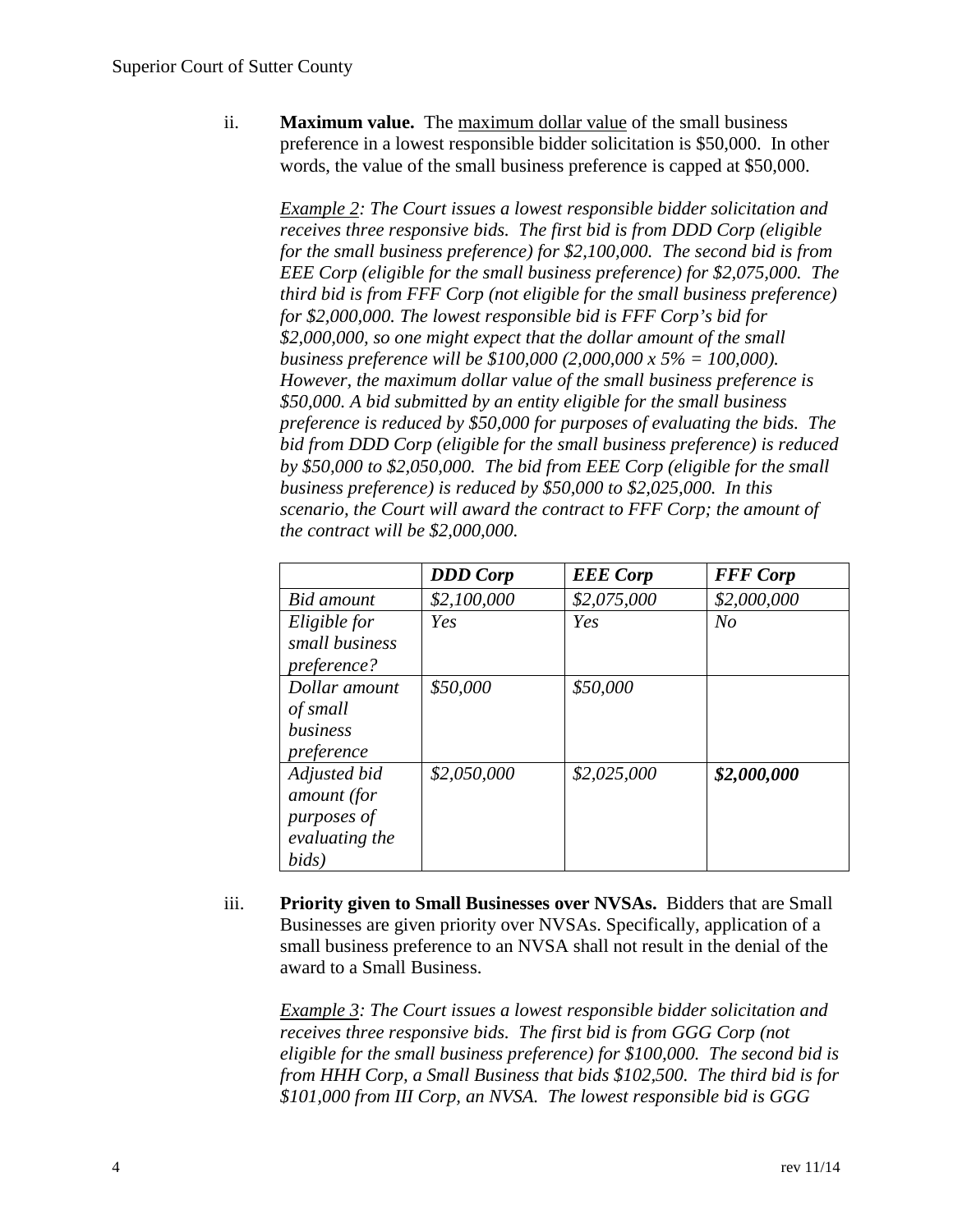ii. **Maximum value.** The maximum dollar value of the small business preference in a lowest responsible bidder solicitation is $50,000. In other words, the value of the small business preference is capped at $50,000.

*Example 2: The Court issues a lowest responsible bidder solicitation and receives three responsive bids. The first bid is from DDD Corp (eligible for the small business preference) for $2,100,000. The second bid is from EEE Corp (eligible for the small business preference) for $2,075,000. The third bid is from FFF Corp (not eligible for the small business preference) for $2,000,000. The lowest responsible bid is FFF Corp's bid for $2,000,000, so one might expect that the dollar amount of the small business preference will be $100,000 (2,000,000 x 5% = 100,000). However, the maximum dollar value of the small business preference is $50,000. A bid submitted by an entity eligible for the small business preference is reduced by $50,000 for purposes of evaluating the bids. The bid from DDD Corp (eligible for the small business preference) is reduced by $50,000 to $2,050,000. The bid from EEE Corp (eligible for the small business preference) is reduced by $50,000 to $2,025,000. In this scenario, the Court will award the contract to FFF Corp; the amount of the contract will be $2,000,000.*

| | ***DDD Corp*** | ***EEE Corp*** | ***FFF Corp*** |
|---|---|---|---|
| *Bid amount* | *$2,100,000* | *$2,075,000* | *$2,000,000* |
| *Eligible for small business preference?* | *Yes* | *Yes* | *No* |
| *Dollar amount of small business preference* | *$50,000* | *$50,000* | |
| *Adjusted bid amount (for purposes of evaluating the bids)* | *$2,050,000* | *$2,025,000* | ***$2,000,000*** |

iii. **Priority given to Small Businesses over NVSAs.** Bidders that are Small Businesses are given priority over NVSAs. Specifically, application of a small business preference to an NVSA shall not result in the denial of the award to a Small Business.

*Example 3: The Court issues a lowest responsible bidder solicitation and receives three responsive bids. The first bid is from GGG Corp (not eligible for the small business preference) for $100,000. The second bid is from HHH Corp, a Small Business that bids $102,500. The third bid is for $101,000 from III Corp, an NVSA. The lowest responsible bid is GGG*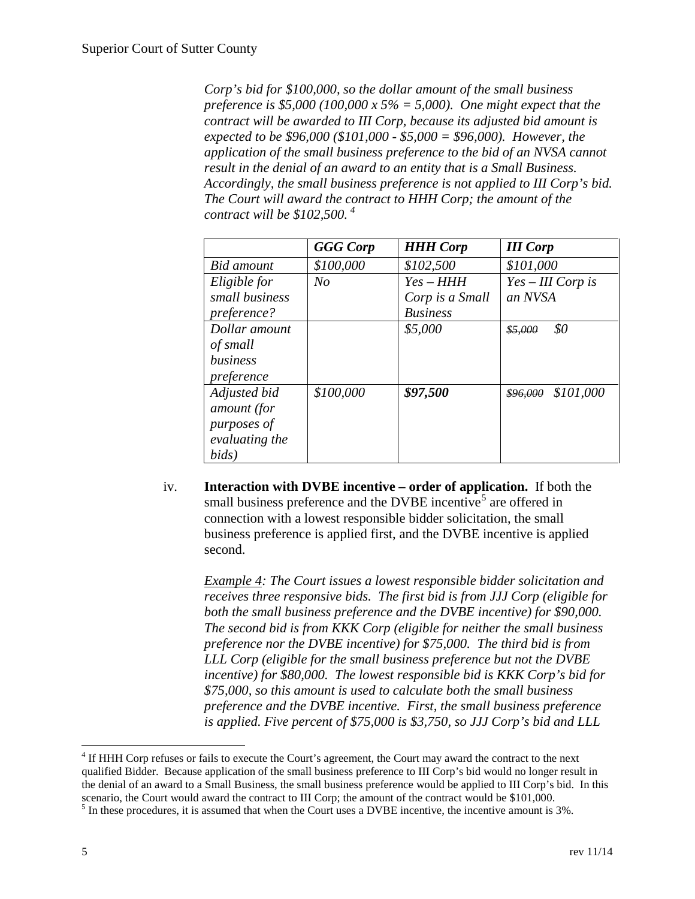*Corp's bid for $100,000, so the dollar amount of the small business preference is $5,000 (100,000 x 5% = 5,000). One might expect that the contract will be awarded to III Corp, because its adjusted bid amount is expected to be $96,000 ($101,000 - $5,000 = $96,000). However, the application of the small business preference to the bid of an NVSA cannot result in the denial of an award to an entity that is a Small Business. Accordingly, the small business preference is not applied to III Corp's bid. The Court will award the contract to HHH Corp; the amount of the contract will be $102,500.* [4]

| | *GGG Corp* | *HHH Corp* | *III Corp* |
|---|---|---|---|
| *Bid amount* | *$100,000* | *$102,500* | *$101,000* |
| *Eligible for small business preference?* | *No* | *Yes – HHH Corp is a Small Business* | *Yes – III Corp is an NVSA* |
| *Dollar amount of small business preference* | | *$5,000* | ~~*$5,000*~~ *$0* |
| *Adjusted bid amount (for purposes of evaluating the bids)* | *$100,000* | ***$97,500*** | ~~*$96,000*~~ *$101,000* |

iv. **Interaction with DVBE incentive – order of application.** If both the small business preference and the DVBE incentive[5] are offered in connection with a lowest responsible bidder solicitation, the small business preference is applied first, and the DVBE incentive is applied second.

*Example 4: The Court issues a lowest responsible bidder solicitation and receives three responsive bids. The first bid is from JJJ Corp (eligible for both the small business preference and the DVBE incentive) for $90,000. The second bid is from KKK Corp (eligible for neither the small business preference nor the DVBE incentive) for $75,000. The third bid is from LLL Corp (eligible for the small business preference but not the DVBE incentive) for $80,000. The lowest responsible bid is KKK Corp's bid for $75,000, so this amount is used to calculate both the small business preference and the DVBE incentive. First, the small business preference is applied. Five percent of $75,000 is $3,750, so JJJ Corp's bid and LLL*

---

[4] If HHH Corp refuses or fails to execute the Court's agreement, the Court may award the contract to the next qualified Bidder. Because application of the small business preference to III Corp's bid would no longer result in the denial of an award to a Small Business, the small business preference would be applied to III Corp's bid. In this scenario, the Court would award the contract to III Corp; the amount of the contract would be $101,000.

[5] In these procedures, it is assumed that when the Court uses a DVBE incentive, the incentive amount is 3%.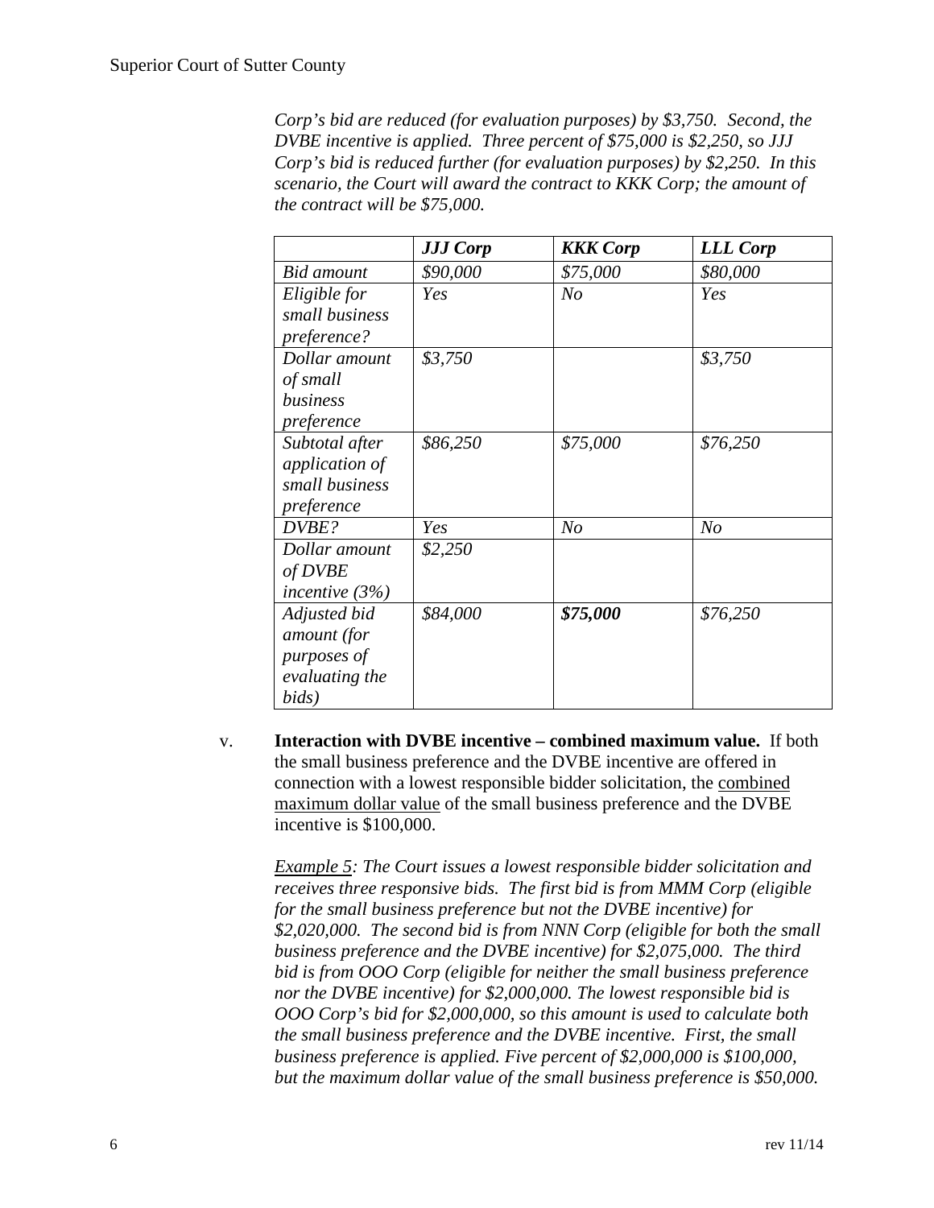*Corp's bid are reduced (for evaluation purposes) by $3,750. Second, the DVBE incentive is applied. Three percent of $75,000 is $2,250, so JJJ Corp's bid is reduced further (for evaluation purposes) by $2,250. In this scenario, the Court will award the contract to KKK Corp; the amount of the contract will be $75,000.*

| | ***JJJ Corp*** | ***KKK Corp*** | ***LLL Corp*** |
|---|---|---|---|
| *Bid amount* | *$90,000* | *$75,000* | *$80,000* |
| *Eligible for small business preference?* | *Yes* | *No* | *Yes* |
| *Dollar amount of small business preference* | *$3,750* | | *$3,750* |
| *Subtotal after application of small business preference* | *$86,250* | *$75,000* | *$76,250* |
| *DVBE?* | *Yes* | *No* | *No* |
| *Dollar amount of DVBE incentive (3%)* | *$2,250* | | |
| *Adjusted bid amount (for purposes of evaluating the bids)* | *$84,000* | ***$75,000*** | *$76,250* |

v. **Interaction with DVBE incentive – combined maximum value.** If both the small business preference and the DVBE incentive are offered in connection with a lowest responsible bidder solicitation, the combined maximum dollar value of the small business preference and the DVBE incentive is $100,000.

*Example 5: The Court issues a lowest responsible bidder solicitation and receives three responsive bids. The first bid is from MMM Corp (eligible for the small business preference but not the DVBE incentive) for $2,020,000. The second bid is from NNN Corp (eligible for both the small business preference and the DVBE incentive) for $2,075,000. The third bid is from OOO Corp (eligible for neither the small business preference nor the DVBE incentive) for $2,000,000. The lowest responsible bid is OOO Corp's bid for $2,000,000, so this amount is used to calculate both the small business preference and the DVBE incentive. First, the small business preference is applied. Five percent of $2,000,000 is $100,000, but the maximum dollar value of the small business preference is $50,000.*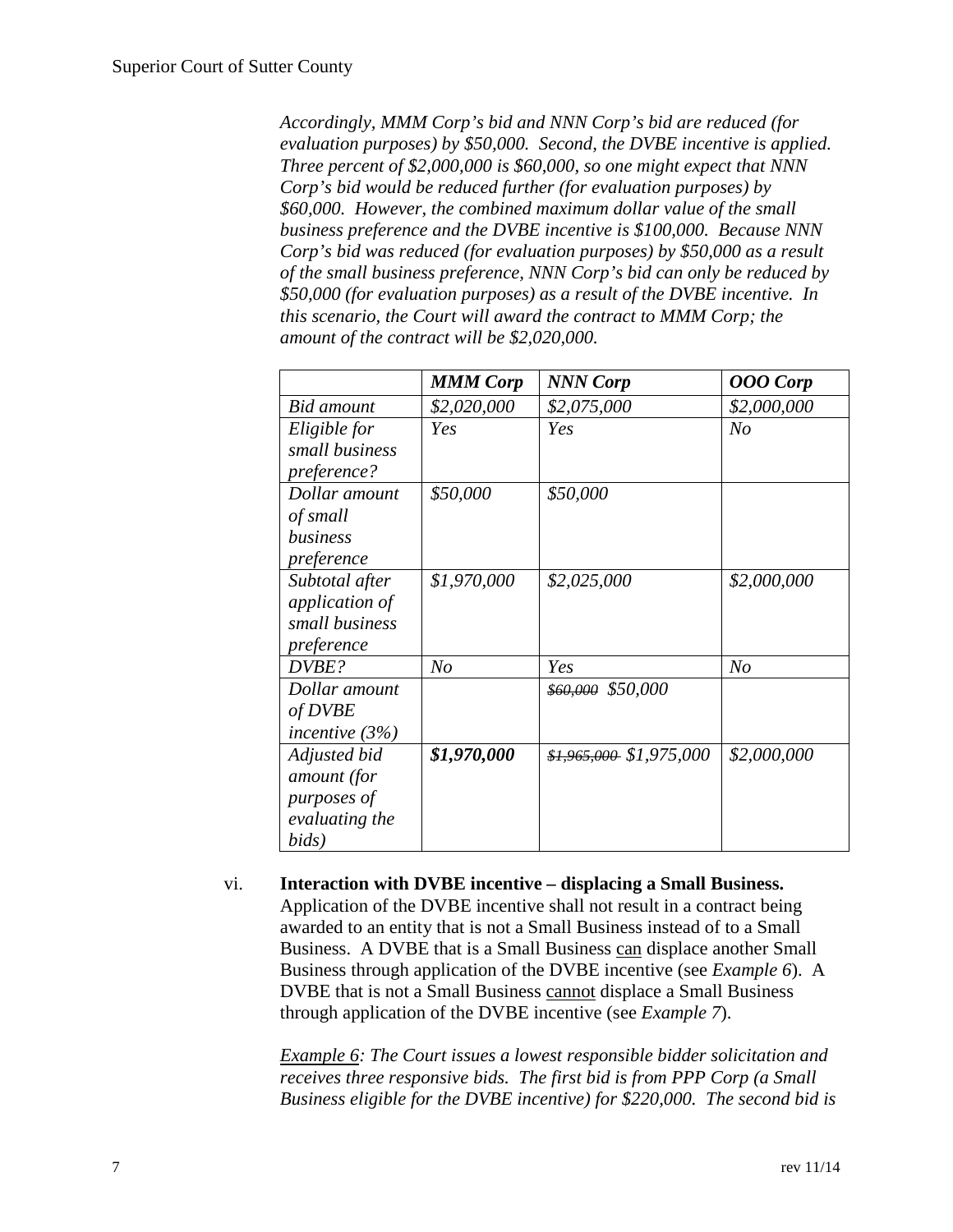*Accordingly, MMM Corp's bid and NNN Corp's bid are reduced (for evaluation purposes) by $50,000. Second, the DVBE incentive is applied. Three percent of $2,000,000 is $60,000, so one might expect that NNN Corp's bid would be reduced further (for evaluation purposes) by $60,000. However, the combined maximum dollar value of the small business preference and the DVBE incentive is $100,000. Because NNN Corp's bid was reduced (for evaluation purposes) by $50,000 as a result of the small business preference, NNN Corp's bid can only be reduced by $50,000 (for evaluation purposes) as a result of the DVBE incentive. In this scenario, the Court will award the contract to MMM Corp; the amount of the contract will be $2,020,000.*

| | ***MMM Corp*** | ***NNN Corp*** | ***OOO Corp*** |
|---|---|---|---|
| *Bid amount* | *$2,020,000* | *$2,075,000* | *$2,000,000* |
| *Eligible for small business preference?* | *Yes* | *Yes* | *No* |
| *Dollar amount of small business preference* | *$50,000* | *$50,000* | |
| *Subtotal after application of small business preference* | *$1,970,000* | *$2,025,000* | *$2,000,000* |
| *DVBE?* | *No* | *Yes* | *No* |
| *Dollar amount of DVBE incentive (3%)* | | ~~*$60,000*~~ *$50,000* | |
| *Adjusted bid amount (for purposes of evaluating the bids)* | ***$1,970,000*** | ~~*$1,965,000*~~ *$1,975,000* | *$2,000,000* |

vi. **Interaction with DVBE incentive – displacing a Small Business.** Application of the DVBE incentive shall not result in a contract being awarded to an entity that is not a Small Business instead of to a Small Business. A DVBE that is a Small Business can displace another Small Business through application of the DVBE incentive (see *Example 6*). A DVBE that is not a Small Business cannot displace a Small Business through application of the DVBE incentive (see *Example 7*).

*Example 6: The Court issues a lowest responsible bidder solicitation and receives three responsive bids. The first bid is from PPP Corp (a Small Business eligible for the DVBE incentive) for $220,000. The second bid is*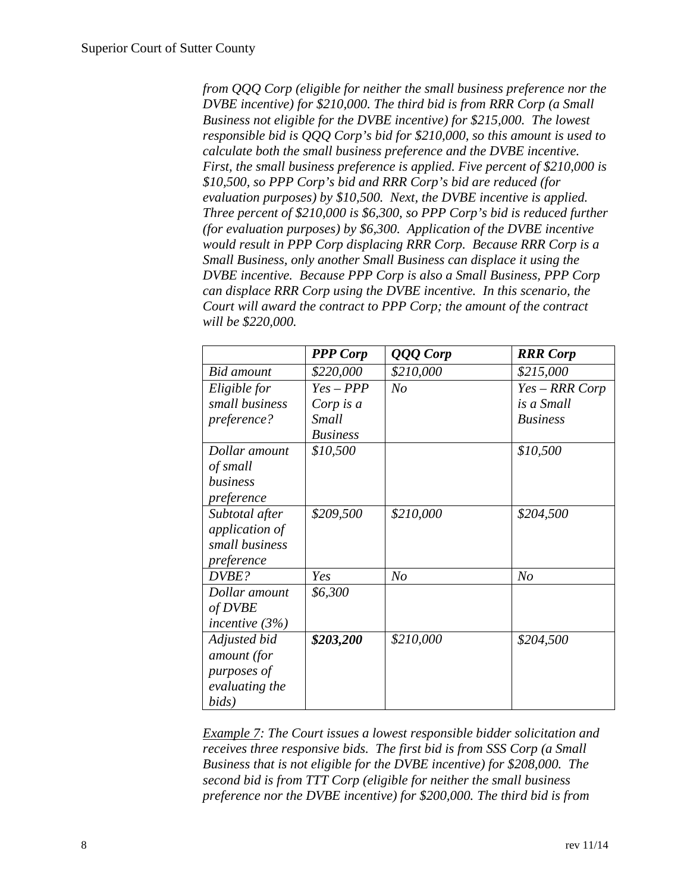*from QQQ Corp (eligible for neither the small business preference nor the DVBE incentive) for $210,000. The third bid is from RRR Corp (a Small Business not eligible for the DVBE incentive) for $215,000. The lowest responsible bid is QQQ Corp's bid for $210,000, so this amount is used to calculate both the small business preference and the DVBE incentive. First, the small business preference is applied. Five percent of $210,000 is $10,500, so PPP Corp's bid and RRR Corp's bid are reduced (for evaluation purposes) by $10,500. Next, the DVBE incentive is applied. Three percent of $210,000 is $6,300, so PPP Corp's bid is reduced further (for evaluation purposes) by $6,300. Application of the DVBE incentive would result in PPP Corp displacing RRR Corp. Because RRR Corp is a Small Business, only another Small Business can displace it using the DVBE incentive. Because PPP Corp is also a Small Business, PPP Corp can displace RRR Corp using the DVBE incentive. In this scenario, the Court will award the contract to PPP Corp; the amount of the contract will be $220,000.*

| | ***PPP Corp*** | ***QQQ Corp*** | ***RRR Corp*** |
|---|---|---|---|
| *Bid amount* | *$220,000* | *$210,000* | *$215,000* |
| *Eligible for small business preference?* | *Yes – PPP Corp is a Small Business* | *No* | *Yes – RRR Corp is a Small Business* |
| *Dollar amount of small business preference* | *$10,500* | | *$10,500* |
| *Subtotal after application of small business preference* | *$209,500* | *$210,000* | *$204,500* |
| *DVBE?* | *Yes* | *No* | *No* |
| *Dollar amount of DVBE incentive (3%)* | *$6,300* | | |
| *Adjusted bid amount (for purposes of evaluating the bids)* | ***$203,200*** | *$210,000* | *$204,500* |

*<u>Example 7</u>: The Court issues a lowest responsible bidder solicitation and receives three responsive bids. The first bid is from SSS Corp (a Small Business that is not eligible for the DVBE incentive) for $208,000. The second bid is from TTT Corp (eligible for neither the small business preference nor the DVBE incentive) for $200,000. The third bid is from*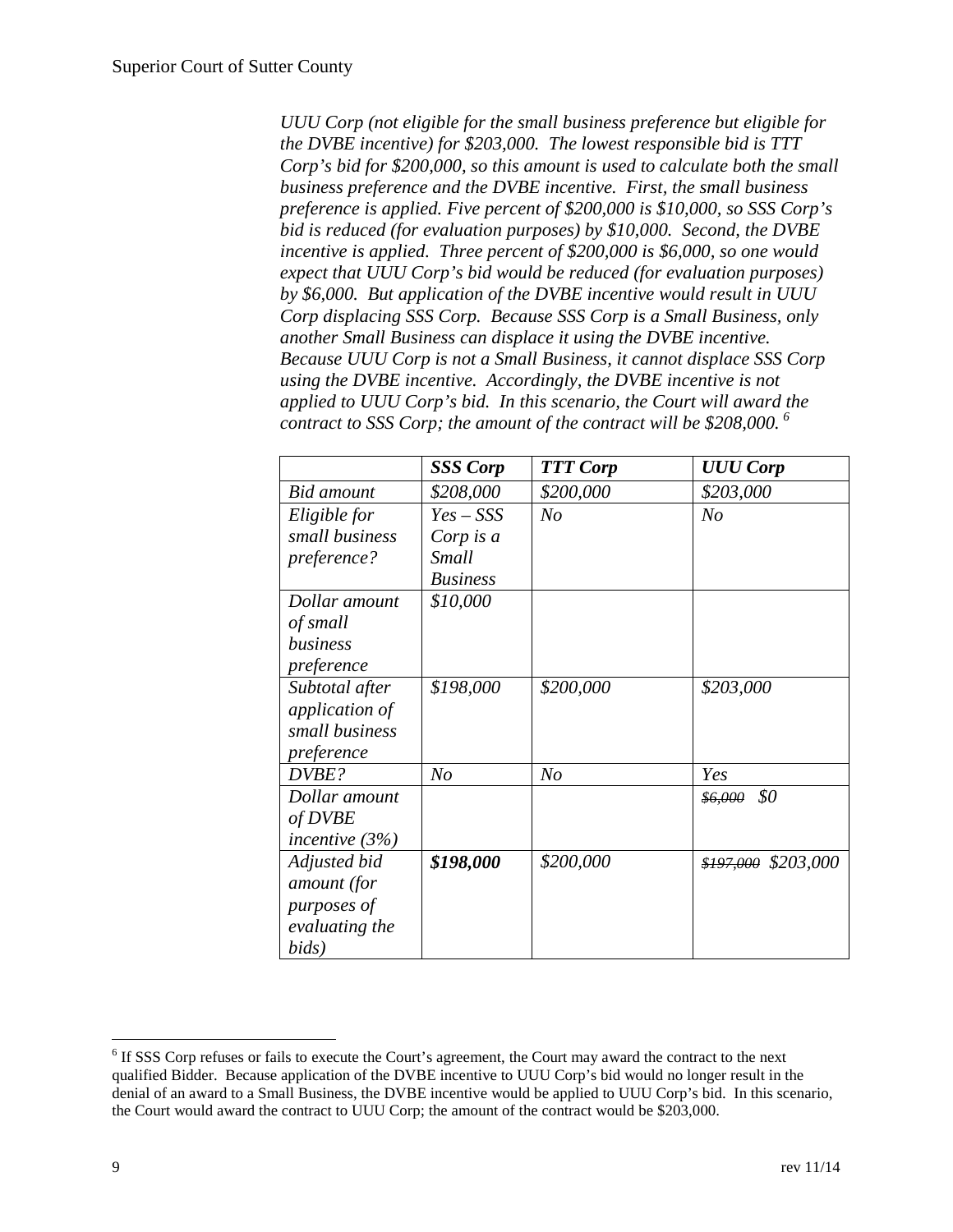*UUU Corp (not eligible for the small business preference but eligible for the DVBE incentive) for $203,000. The lowest responsible bid is TTT Corp's bid for $200,000, so this amount is used to calculate both the small business preference and the DVBE incentive. First, the small business preference is applied. Five percent of $200,000 is $10,000, so SSS Corp's bid is reduced (for evaluation purposes) by $10,000. Second, the DVBE incentive is applied. Three percent of $200,000 is $6,000, so one would expect that UUU Corp's bid would be reduced (for evaluation purposes) by $6,000. But application of the DVBE incentive would result in UUU Corp displacing SSS Corp. Because SSS Corp is a Small Business, only another Small Business can displace it using the DVBE incentive. Because UUU Corp is not a Small Business, it cannot displace SSS Corp using the DVBE incentive. Accordingly, the DVBE incentive is not applied to UUU Corp's bid. In this scenario, the Court will award the contract to SSS Corp; the amount of the contract will be $208,000.*[6]

| | ***SSS Corp*** | ***TTT Corp*** | ***UUU Corp*** |
|---|---|---|---|
| *Bid amount* | *$208,000* | *$200,000* | *$203,000* |
| *Eligible for small business preference?* | *Yes – SSS Corp is a Small Business* | *No* | *No* |
| *Dollar amount of small business preference* | *$10,000* | | |
| *Subtotal after application of small business preference* | *$198,000* | *$200,000* | *$203,000* |
| *DVBE?* | *No* | *No* | *Yes* |
| *Dollar amount of DVBE incentive (3%)* | | | ~~*$6,000*~~ *$0* |
| *Adjusted bid amount (for purposes of evaluating the bids)* | ***$198,000*** | *$200,000* | ~~*$197,000*~~ *$203,000* |

[6] If SSS Corp refuses or fails to execute the Court's agreement, the Court may award the contract to the next qualified Bidder. Because application of the DVBE incentive to UUU Corp's bid would no longer result in the denial of an award to a Small Business, the DVBE incentive would be applied to UUU Corp's bid. In this scenario, the Court would award the contract to UUU Corp; the amount of the contract would be $203,000.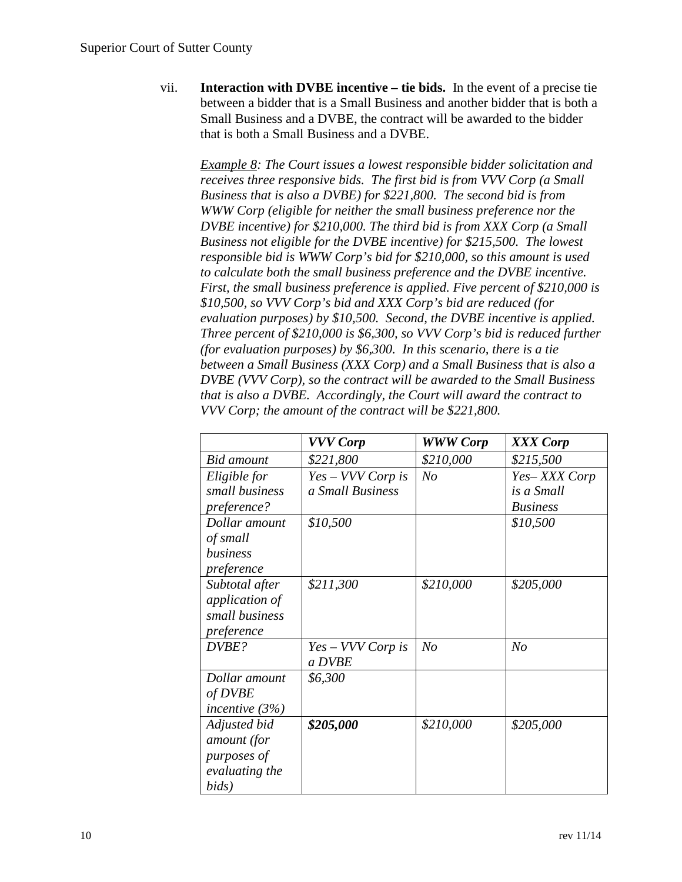vii. **Interaction with DVBE incentive – tie bids.** In the event of a precise tie between a bidder that is a Small Business and another bidder that is both a Small Business and a DVBE, the contract will be awarded to the bidder that is both a Small Business and a DVBE.

*<u>Example 8</u>: The Court issues a lowest responsible bidder solicitation and receives three responsive bids. The first bid is from VVV Corp (a Small Business that is also a DVBE) for $221,800. The second bid is from WWW Corp (eligible for neither the small business preference nor the DVBE incentive) for $210,000. The third bid is from XXX Corp (a Small Business not eligible for the DVBE incentive) for $215,500. The lowest responsible bid is WWW Corp's bid for $210,000, so this amount is used to calculate both the small business preference and the DVBE incentive. First, the small business preference is applied. Five percent of $210,000 is $10,500, so VVV Corp's bid and XXX Corp's bid are reduced (for evaluation purposes) by $10,500. Second, the DVBE incentive is applied. Three percent of $210,000 is $6,300, so VVV Corp's bid is reduced further (for evaluation purposes) by $6,300. In this scenario, there is a tie between a Small Business (XXX Corp) and a Small Business that is also a DVBE (VVV Corp), so the contract will be awarded to the Small Business that is also a DVBE. Accordingly, the Court will award the contract to VVV Corp; the amount of the contract will be $221,800.*

| | ***VVV Corp*** | ***WWW Corp*** | ***XXX Corp*** |
|---|---|---|---|
| *Bid amount* | *$221,800* | *$210,000* | *$215,500* |
| *Eligible for small business preference?* | *Yes – VVV Corp is a Small Business* | *No* | *Yes– XXX Corp is a Small Business* |
| *Dollar amount of small business preference* | *$10,500* | | *$10,500* |
| *Subtotal after application of small business preference* | *$211,300* | *$210,000* | *$205,000* |
| *DVBE?* | *Yes – VVV Corp is a DVBE* | *No* | *No* |
| *Dollar amount of DVBE incentive (3%)* | *$6,300* | | |
| *Adjusted bid amount (for purposes of evaluating the bids)* | ***$205,000*** | *$210,000* | *$205,000* |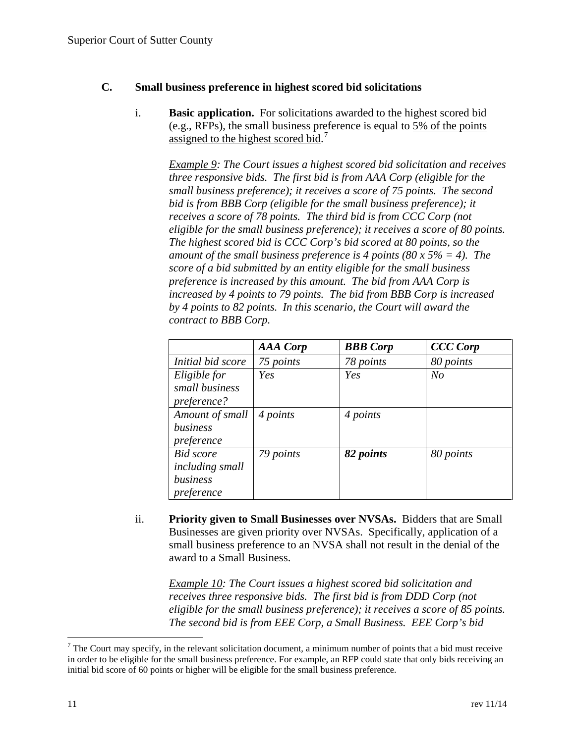### C. Small business preference in highest scored bid solicitations

i. **Basic application.** For solicitations awarded to the highest scored bid (e.g., RFPs), the small business preference is equal to 5% of the points assigned to the highest scored bid.[7]

*Example 9: The Court issues a highest scored bid solicitation and receives three responsive bids. The first bid is from AAA Corp (eligible for the small business preference); it receives a score of 75 points. The second bid is from BBB Corp (eligible for the small business preference); it receives a score of 78 points. The third bid is from CCC Corp (not eligible for the small business preference); it receives a score of 80 points. The highest scored bid is CCC Corp's bid scored at 80 points, so the amount of the small business preference is 4 points (80 x 5% = 4). The score of a bid submitted by an entity eligible for the small business preference is increased by this amount. The bid from AAA Corp is increased by 4 points to 79 points. The bid from BBB Corp is increased by 4 points to 82 points. In this scenario, the Court will award the contract to BBB Corp.*

| | ***AAA Corp*** | ***BBB Corp*** | ***CCC Corp*** |
|---|---|---|---|
| *Initial bid score* | *75 points* | *78 points* | *80 points* |
| *Eligible for small business preference?* | *Yes* | *Yes* | *No* |
| *Amount of small business preference* | *4 points* | *4 points* | |
| *Bid score including small business preference* | *79 points* | ***82 points*** | *80 points* |

ii. **Priority given to Small Businesses over NVSAs.** Bidders that are Small Businesses are given priority over NVSAs. Specifically, application of a small business preference to an NVSA shall not result in the denial of the award to a Small Business.

*Example 10: The Court issues a highest scored bid solicitation and receives three responsive bids. The first bid is from DDD Corp (not eligible for the small business preference); it receives a score of 85 points. The second bid is from EEE Corp, a Small Business. EEE Corp's bid*

[7] The Court may specify, in the relevant solicitation document, a minimum number of points that a bid must receive in order to be eligible for the small business preference. For example, an RFP could state that only bids receiving an initial bid score of 60 points or higher will be eligible for the small business preference.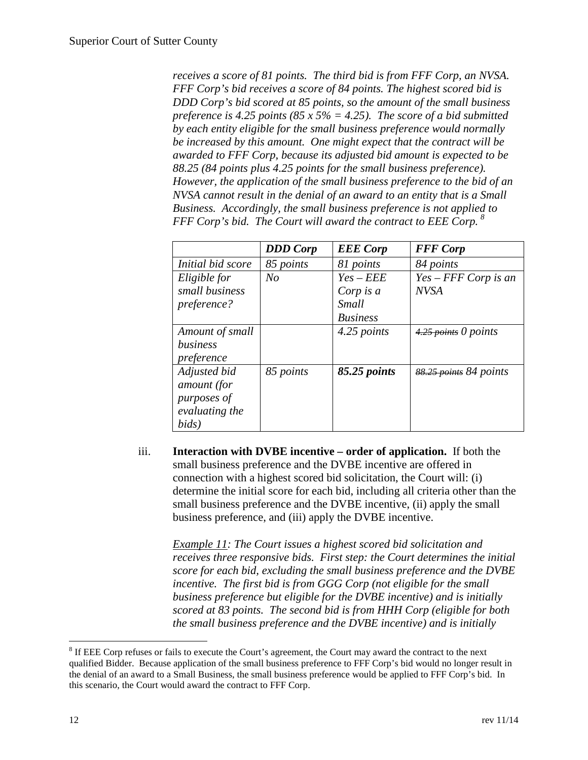*receives a score of 81 points. The third bid is from FFF Corp, an NVSA. FFF Corp's bid receives a score of 84 points. The highest scored bid is DDD Corp's bid scored at 85 points, so the amount of the small business preference is 4.25 points (85 x 5% = 4.25). The score of a bid submitted by each entity eligible for the small business preference would normally be increased by this amount. One might expect that the contract will be awarded to FFF Corp, because its adjusted bid amount is expected to be 88.25 (84 points plus 4.25 points for the small business preference). However, the application of the small business preference to the bid of an NVSA cannot result in the denial of an award to an entity that is a Small Business. Accordingly, the small business preference is not applied to FFF Corp's bid. The Court will award the contract to EEE Corp.* [8]

| | ***DDD Corp*** | ***EEE Corp*** | ***FFF Corp*** |
|---|---|---|---|
| *Initial bid score* | *85 points* | *81 points* | *84 points* |
| *Eligible for small business preference?* | *No* | *Yes – EEE Corp is a Small Business* | *Yes – FFF Corp is an NVSA* |
| *Amount of small business preference* | | *4.25 points* | ~~*4.25 points*~~ *0 points* |
| *Adjusted bid amount (for purposes of evaluating the bids)* | *85 points* | ***85.25 points*** | ~~*88.25 points*~~ *84 points* |

iii. **Interaction with DVBE incentive – order of application.** If both the small business preference and the DVBE incentive are offered in connection with a highest scored bid solicitation, the Court will: (i) determine the initial score for each bid, including all criteria other than the small business preference and the DVBE incentive, (ii) apply the small business preference, and (iii) apply the DVBE incentive.

*Example 11: The Court issues a highest scored bid solicitation and receives three responsive bids. First step: the Court determines the initial score for each bid, excluding the small business preference and the DVBE incentive. The first bid is from GGG Corp (not eligible for the small business preference but eligible for the DVBE incentive) and is initially scored at 83 points. The second bid is from HHH Corp (eligible for both the small business preference and the DVBE incentive) and is initially*

[8] If EEE Corp refuses or fails to execute the Court's agreement, the Court may award the contract to the next qualified Bidder. Because application of the small business preference to FFF Corp's bid would no longer result in the denial of an award to a Small Business, the small business preference would be applied to FFF Corp's bid. In this scenario, the Court would award the contract to FFF Corp.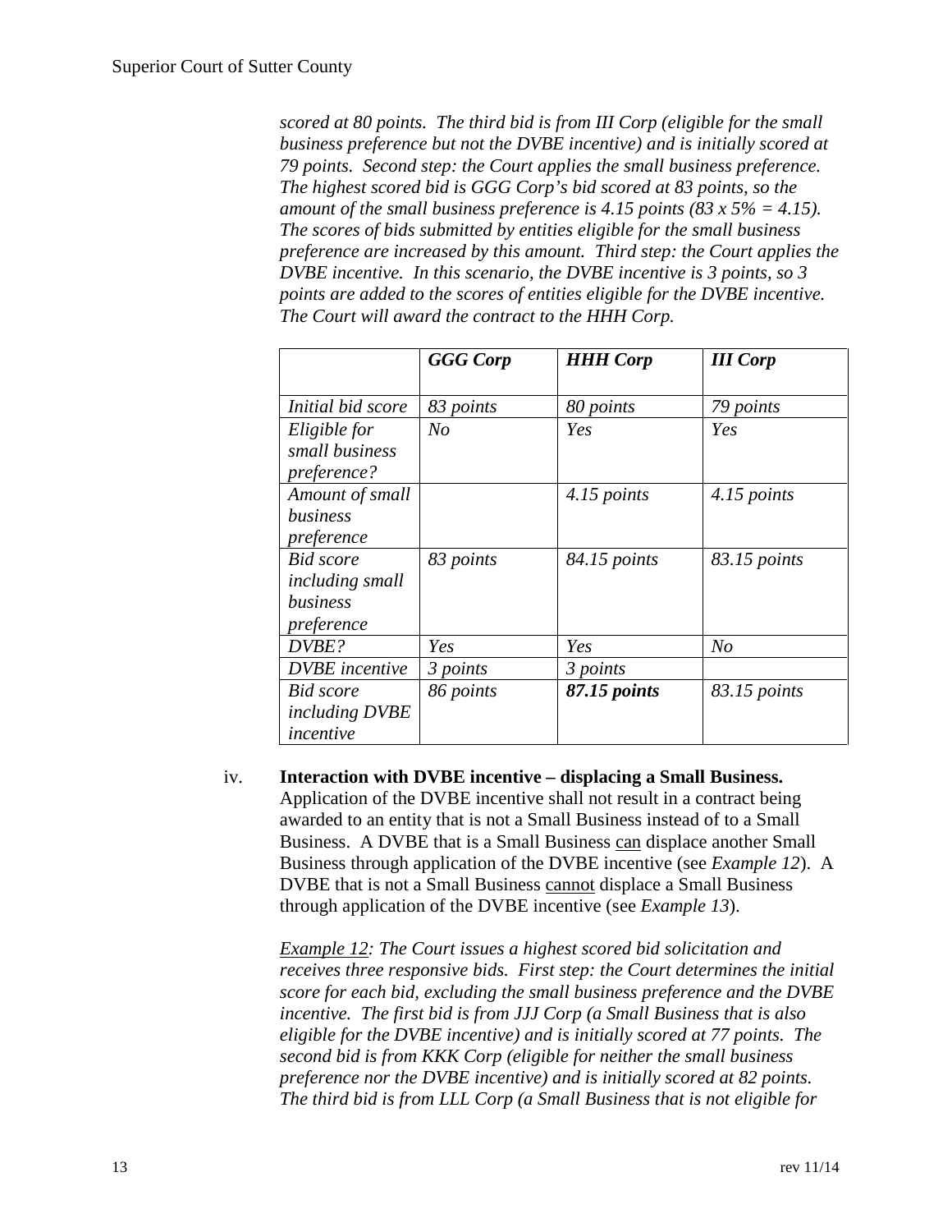*scored at 80 points. The third bid is from III Corp (eligible for the small business preference but not the DVBE incentive) and is initially scored at 79 points. Second step: the Court applies the small business preference. The highest scored bid is GGG Corp's bid scored at 83 points, so the amount of the small business preference is 4.15 points (83 x 5% = 4.15). The scores of bids submitted by entities eligible for the small business preference are increased by this amount. Third step: the Court applies the DVBE incentive. In this scenario, the DVBE incentive is 3 points, so 3 points are added to the scores of entities eligible for the DVBE incentive. The Court will award the contract to the HHH Corp.*

| | ***GGG Corp*** | ***HHH Corp*** | ***III Corp*** |
|---|---|---|---|
| *Initial bid score* | *83 points* | *80 points* | *79 points* |
| *Eligible for small business preference?* | *No* | *Yes* | *Yes* |
| *Amount of small business preference* | | *4.15 points* | *4.15 points* |
| *Bid score including small business preference* | *83 points* | *84.15 points* | *83.15 points* |
| *DVBE?* | *Yes* | *Yes* | *No* |
| *DVBE incentive* | *3 points* | *3 points* | |
| *Bid score including DVBE incentive* | *86 points* | ***87.15 points*** | *83.15 points* |

iv. **Interaction with DVBE incentive – displacing a Small Business.** Application of the DVBE incentive shall not result in a contract being awarded to an entity that is not a Small Business instead of to a Small Business. A DVBE that is a Small Business can displace another Small Business through application of the DVBE incentive (see *Example 12*). A DVBE that is not a Small Business cannot displace a Small Business through application of the DVBE incentive (see *Example 13*).

*Example 12: The Court issues a highest scored bid solicitation and receives three responsive bids. First step: the Court determines the initial score for each bid, excluding the small business preference and the DVBE incentive. The first bid is from JJJ Corp (a Small Business that is also eligible for the DVBE incentive) and is initially scored at 77 points. The second bid is from KKK Corp (eligible for neither the small business preference nor the DVBE incentive) and is initially scored at 82 points. The third bid is from LLL Corp (a Small Business that is not eligible for*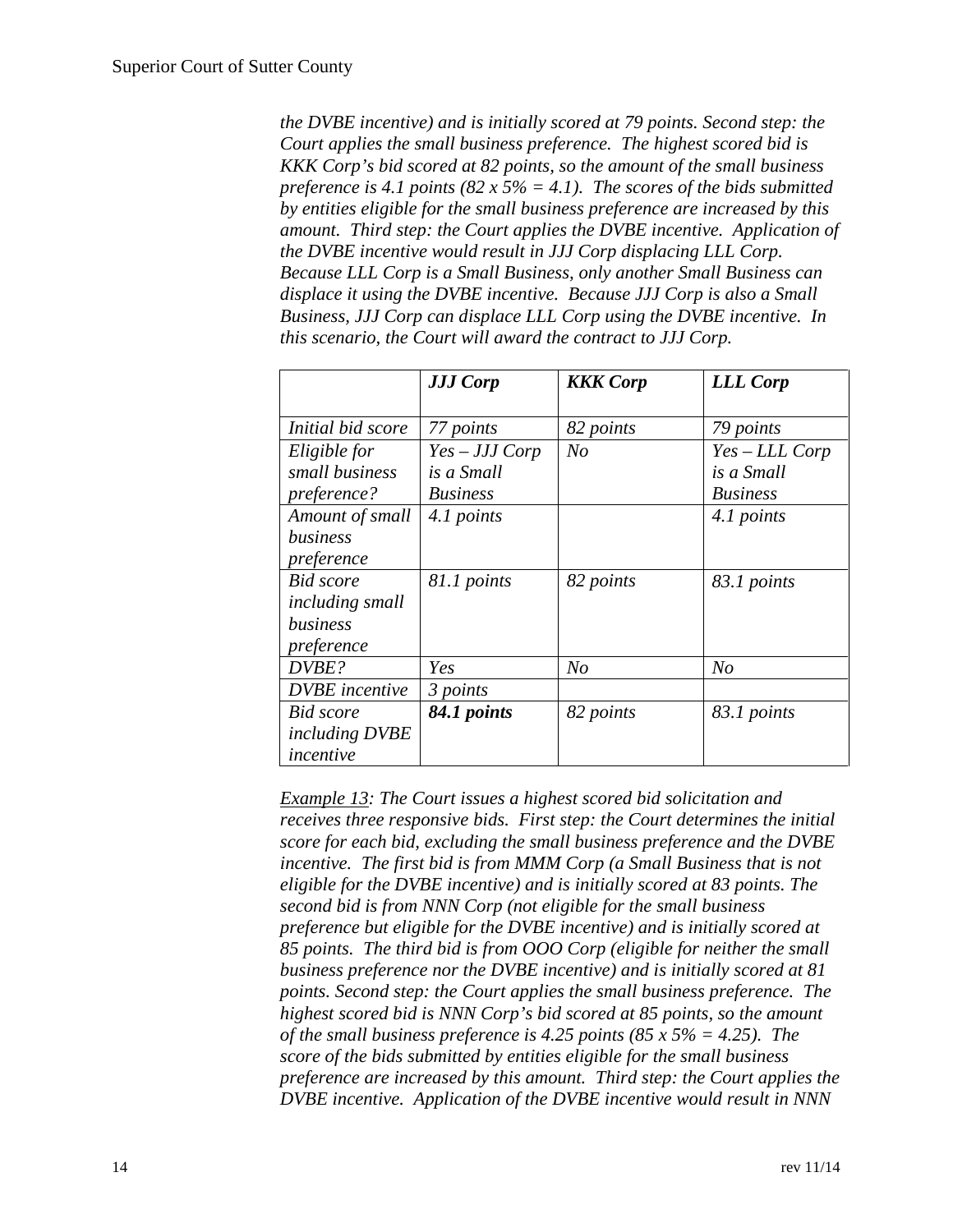*the DVBE incentive) and is initially scored at 79 points. Second step: the Court applies the small business preference. The highest scored bid is KKK Corp's bid scored at 82 points, so the amount of the small business preference is 4.1 points (82 x 5% = 4.1). The scores of the bids submitted by entities eligible for the small business preference are increased by this amount. Third step: the Court applies the DVBE incentive. Application of the DVBE incentive would result in JJJ Corp displacing LLL Corp. Because LLL Corp is a Small Business, only another Small Business can displace it using the DVBE incentive. Because JJJ Corp is also a Small Business, JJJ Corp can displace LLL Corp using the DVBE incentive. In this scenario, the Court will award the contract to JJJ Corp.*

| | ***JJJ Corp*** | ***KKK Corp*** | ***LLL Corp*** |
|---|---|---|---|
| *Initial bid score* | *77 points* | *82 points* | *79 points* |
| *Eligible for small business preference?* | *Yes – JJJ Corp is a Small Business* | *No* | *Yes – LLL Corp is a Small Business* |
| *Amount of small business preference* | *4.1 points* | | *4.1 points* |
| *Bid score including small business preference* | *81.1 points* | *82 points* | *83.1 points* |
| *DVBE?* | *Yes* | *No* | *No* |
| *DVBE incentive* | *3 points* | | |
| *Bid score including DVBE incentive* | ***84.1 points*** | *82 points* | *83.1 points* |

*Example 13: The Court issues a highest scored bid solicitation and receives three responsive bids. First step: the Court determines the initial score for each bid, excluding the small business preference and the DVBE incentive. The first bid is from MMM Corp (a Small Business that is not eligible for the DVBE incentive) and is initially scored at 83 points. The second bid is from NNN Corp (not eligible for the small business preference but eligible for the DVBE incentive) and is initially scored at 85 points. The third bid is from OOO Corp (eligible for neither the small business preference nor the DVBE incentive) and is initially scored at 81 points. Second step: the Court applies the small business preference. The highest scored bid is NNN Corp's bid scored at 85 points, so the amount of the small business preference is 4.25 points (85 x 5% = 4.25). The score of the bids submitted by entities eligible for the small business preference are increased by this amount. Third step: the Court applies the DVBE incentive. Application of the DVBE incentive would result in NNN*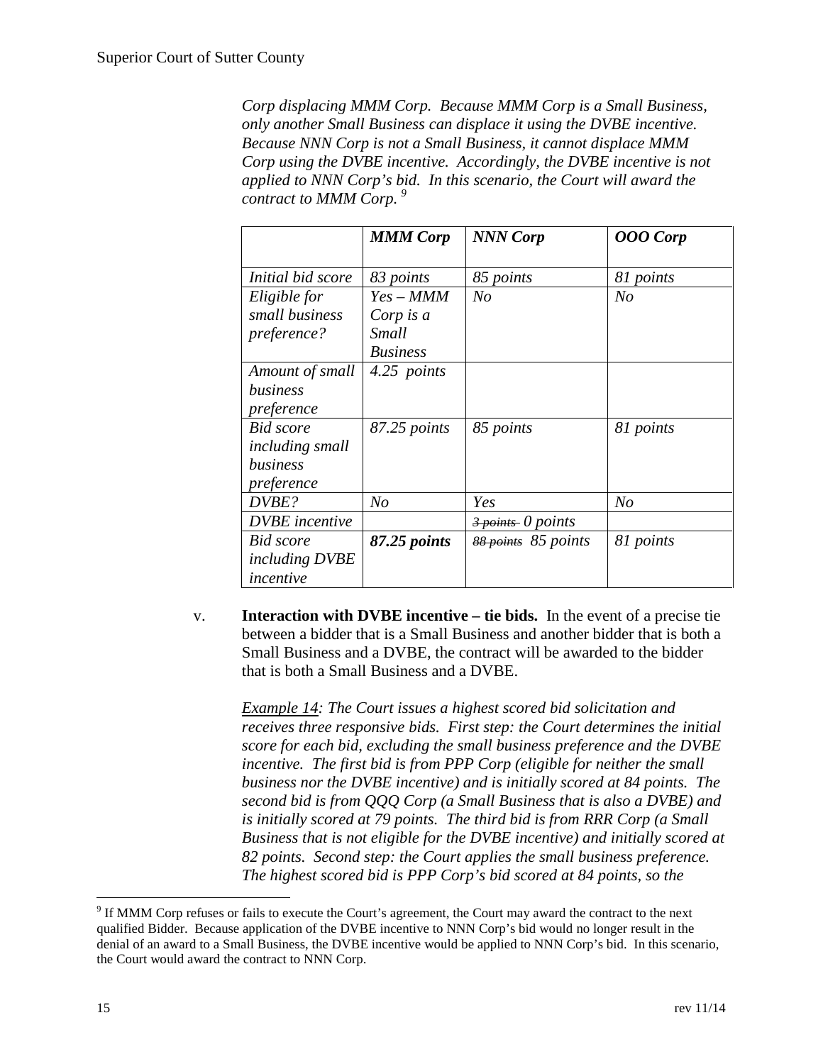*Corp displacing MMM Corp. Because MMM Corp is a Small Business, only another Small Business can displace it using the DVBE incentive. Because NNN Corp is not a Small Business, it cannot displace MMM Corp using the DVBE incentive. Accordingly, the DVBE incentive is not applied to NNN Corp's bid. In this scenario, the Court will award the contract to MMM Corp.* [9]

| | ***MMM Corp*** | ***NNN Corp*** | ***OOO Corp*** |
|---|---|---|---|
| *Initial bid score* | *83 points* | *85 points* | *81 points* |
| *Eligible for small business preference?* | *Yes – MMM Corp is a Small Business* | *No* | *No* |
| *Amount of small business preference* | *4.25 points* | | |
| *Bid score including small business preference* | *87.25 points* | *85 points* | *81 points* |
| *DVBE?* | *No* | *Yes* | *No* |
| *DVBE incentive* | | ~~*3 points*~~ *0 points* | |
| *Bid score including DVBE incentive* | ***87.25 points*** | ~~*88 points*~~ *85 points* | *81 points* |

v. **Interaction with DVBE incentive – tie bids.** In the event of a precise tie between a bidder that is a Small Business and another bidder that is both a Small Business and a DVBE, the contract will be awarded to the bidder that is both a Small Business and a DVBE.

<u>*Example 14*</u>*: The Court issues a highest scored bid solicitation and receives three responsive bids. First step: the Court determines the initial score for each bid, excluding the small business preference and the DVBE incentive. The first bid is from PPP Corp (eligible for neither the small business nor the DVBE incentive) and is initially scored at 84 points. The second bid is from QQQ Corp (a Small Business that is also a DVBE) and is initially scored at 79 points. The third bid is from RRR Corp (a Small Business that is not eligible for the DVBE incentive) and initially scored at 82 points. Second step: the Court applies the small business preference. The highest scored bid is PPP Corp's bid scored at 84 points, so the*

[9] If MMM Corp refuses or fails to execute the Court's agreement, the Court may award the contract to the next qualified Bidder. Because application of the DVBE incentive to NNN Corp's bid would no longer result in the denial of an award to a Small Business, the DVBE incentive would be applied to NNN Corp's bid. In this scenario, the Court would award the contract to NNN Corp.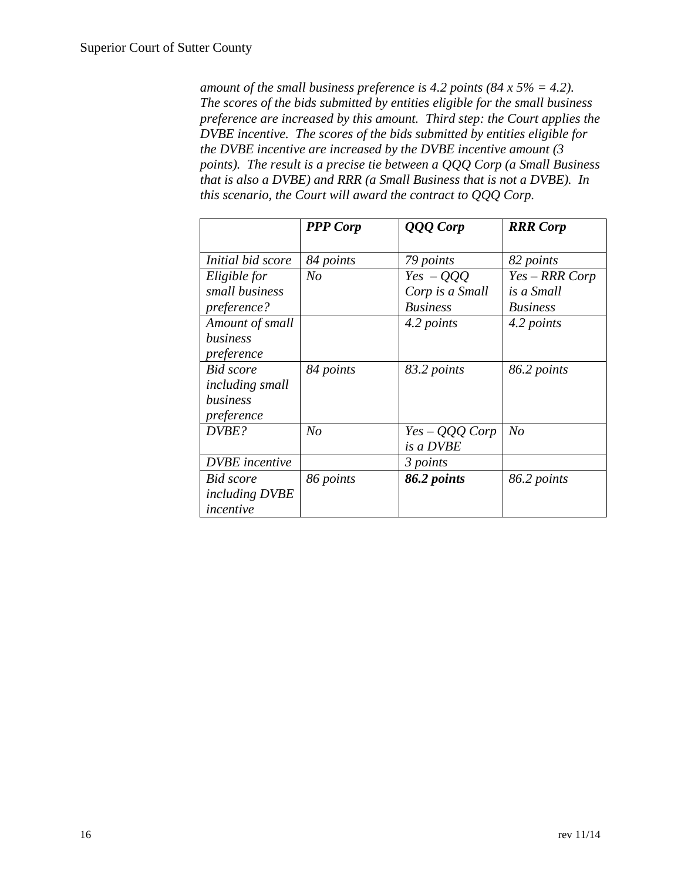*amount of the small business preference is 4.2 points (84 x 5% = 4.2). The scores of the bids submitted by entities eligible for the small business preference are increased by this amount. Third step: the Court applies the DVBE incentive. The scores of the bids submitted by entities eligible for the DVBE incentive are increased by the DVBE incentive amount (3 points). The result is a precise tie between a QQQ Corp (a Small Business that is also a DVBE) and RRR (a Small Business that is not a DVBE). In this scenario, the Court will award the contract to QQQ Corp.*

| | ***PPP Corp*** | ***QQQ Corp*** | ***RRR Corp*** |
|---|---|---|---|
| *Initial bid score* | *84 points* | *79 points* | *82 points* |
| *Eligible for small business preference?* | *No* | *Yes – QQQ Corp is a Small Business* | *Yes – RRR Corp is a Small Business* |
| *Amount of small business preference* | | *4.2 points* | *4.2 points* |
| *Bid score including small business preference* | *84 points* | *83.2 points* | *86.2 points* |
| *DVBE?* | *No* | *Yes – QQQ Corp is a DVBE* | *No* |
| *DVBE incentive* | | *3 points* | |
| *Bid score including DVBE incentive* | *86 points* | ***86.2 points*** | *86.2 points* |